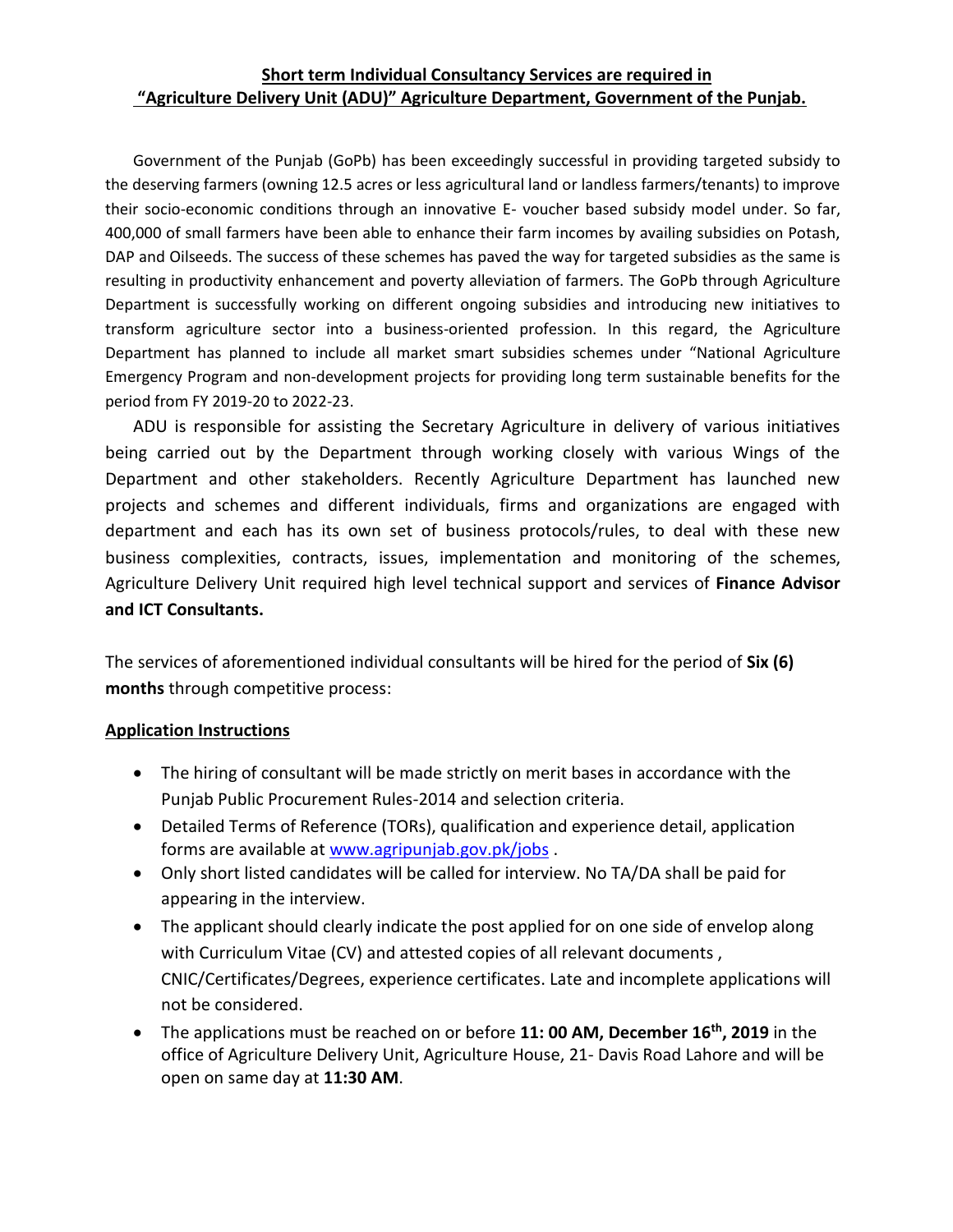## **Short term Individual Consultancy Services are required in "Agriculture Delivery Unit (ADU)" Agriculture Department, Government of the Punjab.**

Government of the Punjab (GoPb) has been exceedingly successful in providing targeted subsidy to the deserving farmers (owning 12.5 acres or less agricultural land or landless farmers/tenants) to improve their socio-economic conditions through an innovative E- voucher based subsidy model under. So far, 400,000 of small farmers have been able to enhance their farm incomes by availing subsidies on Potash, DAP and Oilseeds. The success of these schemes has paved the way for targeted subsidies as the same is resulting in productivity enhancement and poverty alleviation of farmers. The GoPb through Agriculture Department is successfully working on different ongoing subsidies and introducing new initiatives to transform agriculture sector into a business-oriented profession. In this regard, the Agriculture Department has planned to include all market smart subsidies schemes under "National Agriculture Emergency Program and non-development projects for providing long term sustainable benefits for the period from FY 2019-20 to 2022-23.

ADU is responsible for assisting the Secretary Agriculture in delivery of various initiatives being carried out by the Department through working closely with various Wings of the Department and other stakeholders. Recently Agriculture Department has launched new projects and schemes and different individuals, firms and organizations are engaged with department and each has its own set of business protocols/rules, to deal with these new business complexities, contracts, issues, implementation and monitoring of the schemes, Agriculture Delivery Unit required high level technical support and services of **Finance Advisor and ICT Consultants.**

The services of aforementioned individual consultants will be hired for the period of **Six (6) months** through competitive process:

### **Application Instructions**

- The hiring of consultant will be made strictly on merit bases in accordance with the Punjab Public Procurement Rules-2014 and selection criteria.
- Detailed Terms of Reference (TORs), qualification and experience detail, application forms are available at www.agripunjab.gov.pk/jobs .
- Only short listed candidates will be called for interview. No TA/DA shall be paid for appearing in the interview.
- The applicant should clearly indicate the post applied for on one side of envelop along with Curriculum Vitae (CV) and attested copies of all relevant documents , CNIC/Certificates/Degrees, experience certificates. Late and incomplete applications will not be considered.
- The applications must be reached on or before **11: 00 AM, December 16th, 2019** in the office of Agriculture Delivery Unit, Agriculture House, 21- Davis Road Lahore and will be open on same day at **11:30 AM**.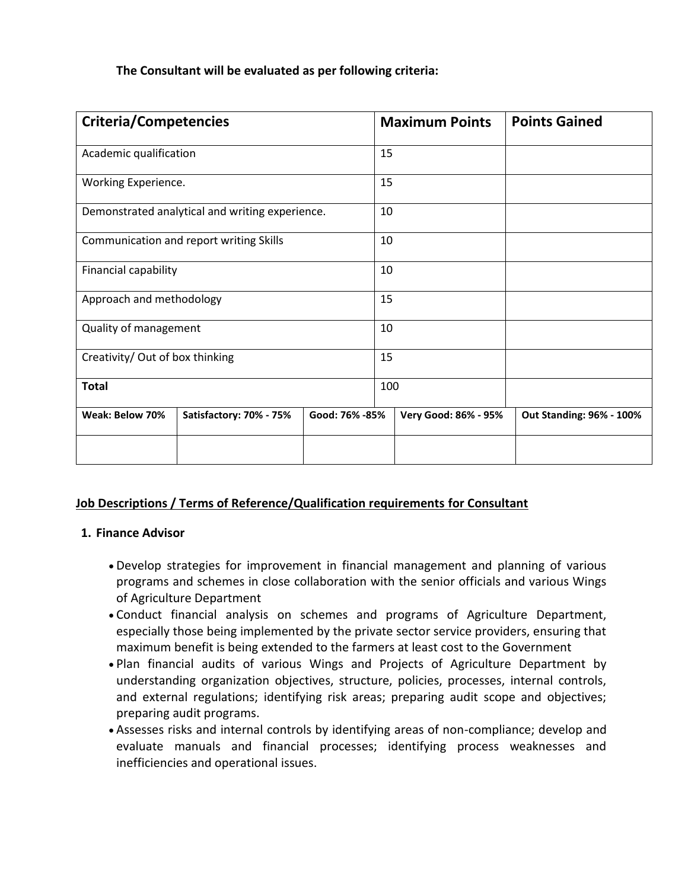**The Consultant will be evaluated as per following criteria:**

| Criteria/Competencies | Maximum Points | Points Gained |
|---|---|---|
| Academic qualification | 15 | |
| Working Experience. | 15 | |
| Demonstrated analytical and writing experience. | 10 | |
| Communication and report writing Skills | 10 | |
| Financial capability | 10 | |
| Approach and methodology | 15 | |
| Quality of management | 10 | |
| Creativity/ Out of box thinking | 15 | |
| **Total** | 100 | |

| Weak: Below 70% | Satisfactory: 70% - 75% | Good: 76% -85% | Very Good: 86% - 95% | Out Standing: 96% - 100% |
|---|---|---|---|---|
| | | | | |

**Job Descriptions / Terms of Reference/Qualification requirements for Consultant**

**1. Finance Advisor**

- Develop strategies for improvement in financial management and planning of various programs and schemes in close collaboration with the senior officials and various Wings of Agriculture Department
- Conduct financial analysis on schemes and programs of Agriculture Department, especially those being implemented by the private sector service providers, ensuring that maximum benefit is being extended to the farmers at least cost to the Government
- Plan financial audits of various Wings and Projects of Agriculture Department by understanding organization objectives, structure, policies, processes, internal controls, and external regulations; identifying risk areas; preparing audit scope and objectives; preparing audit programs.
- Assesses risks and internal controls by identifying areas of non-compliance; develop and evaluate manuals and financial processes; identifying process weaknesses and inefficiencies and operational issues.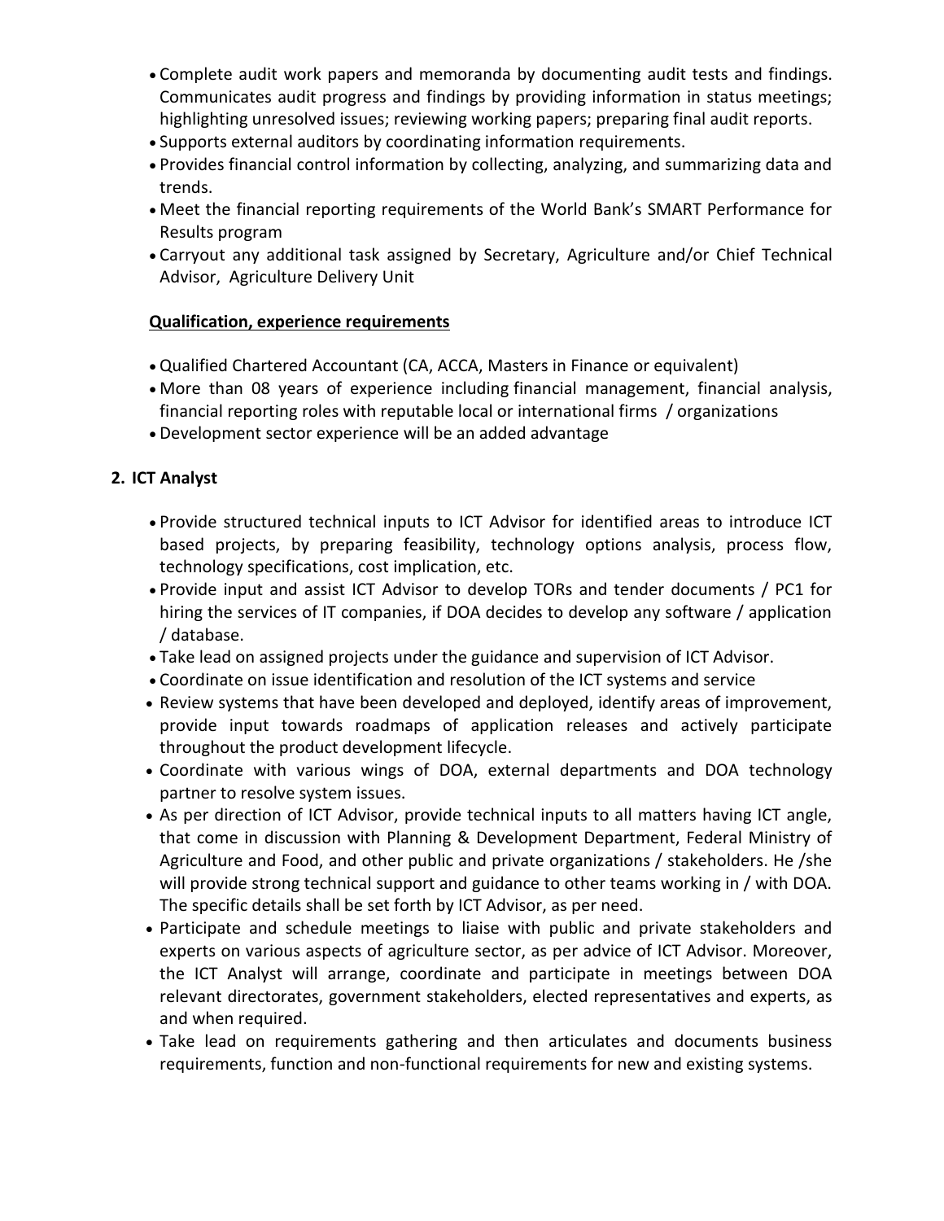- Complete audit work papers and memoranda by documenting audit tests and findings. Communicates audit progress and findings by providing information in status meetings; highlighting unresolved issues; reviewing working papers; preparing final audit reports.
- Supports external auditors by coordinating information requirements.
- Provides financial control information by collecting, analyzing, and summarizing data and trends.
- Meet the financial reporting requirements of the World Bank's SMART Performance for Results program
- Carryout any additional task assigned by Secretary, Agriculture and/or Chief Technical Advisor, Agriculture Delivery Unit

**Qualification, experience requirements**

- Qualified Chartered Accountant (CA, ACCA, Masters in Finance or equivalent)
- More than 08 years of experience including financial management, financial analysis, financial reporting roles with reputable local or international firms / organizations
- Development sector experience will be an added advantage

## 2. ICT Analyst

- Provide structured technical inputs to ICT Advisor for identified areas to introduce ICT based projects, by preparing feasibility, technology options analysis, process flow, technology specifications, cost implication, etc.
- Provide input and assist ICT Advisor to develop TORs and tender documents / PC1 for hiring the services of IT companies, if DOA decides to develop any software / application / database.
- Take lead on assigned projects under the guidance and supervision of ICT Advisor.
- Coordinate on issue identification and resolution of the ICT systems and service
- Review systems that have been developed and deployed, identify areas of improvement, provide input towards roadmaps of application releases and actively participate throughout the product development lifecycle.
- Coordinate with various wings of DOA, external departments and DOA technology partner to resolve system issues.
- As per direction of ICT Advisor, provide technical inputs to all matters having ICT angle, that come in discussion with Planning & Development Department, Federal Ministry of Agriculture and Food, and other public and private organizations / stakeholders. He /she will provide strong technical support and guidance to other teams working in / with DOA. The specific details shall be set forth by ICT Advisor, as per need.
- Participate and schedule meetings to liaise with public and private stakeholders and experts on various aspects of agriculture sector, as per advice of ICT Advisor. Moreover, the ICT Analyst will arrange, coordinate and participate in meetings between DOA relevant directorates, government stakeholders, elected representatives and experts, as and when required.
- Take lead on requirements gathering and then articulates and documents business requirements, function and non-functional requirements for new and existing systems.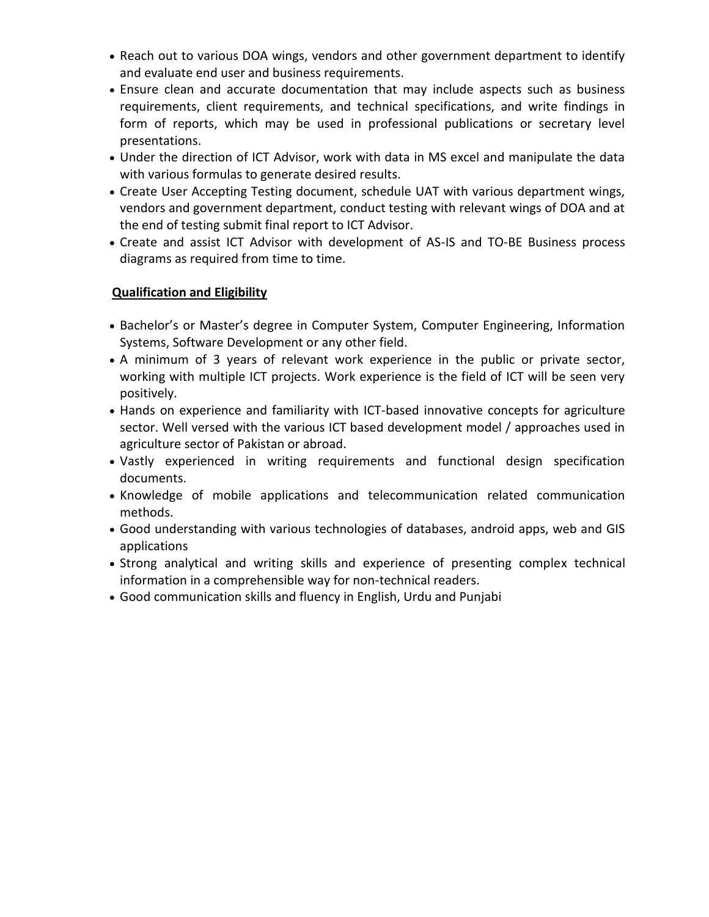- Reach out to various DOA wings, vendors and other government department to identify and evaluate end user and business requirements.
- Ensure clean and accurate documentation that may include aspects such as business requirements, client requirements, and technical specifications, and write findings in form of reports, which may be used in professional publications or secretary level presentations.
- Under the direction of ICT Advisor, work with data in MS excel and manipulate the data with various formulas to generate desired results.
- Create User Accepting Testing document, schedule UAT with various department wings, vendors and government department, conduct testing with relevant wings of DOA and at the end of testing submit final report to ICT Advisor.
- Create and assist ICT Advisor with development of AS-IS and TO-BE Business process diagrams as required from time to time.

**Qualification and Eligibility**

- Bachelor's or Master's degree in Computer System, Computer Engineering, Information Systems, Software Development or any other field.
- A minimum of 3 years of relevant work experience in the public or private sector, working with multiple ICT projects. Work experience is the field of ICT will be seen very positively.
- Hands on experience and familiarity with ICT-based innovative concepts for agriculture sector. Well versed with the various ICT based development model / approaches used in agriculture sector of Pakistan or abroad.
- Vastly experienced in writing requirements and functional design specification documents.
- Knowledge of mobile applications and telecommunication related communication methods.
- Good understanding with various technologies of databases, android apps, web and GIS applications
- Strong analytical and writing skills and experience of presenting complex technical information in a comprehensible way for non-technical readers.
- Good communication skills and fluency in English, Urdu and Punjabi